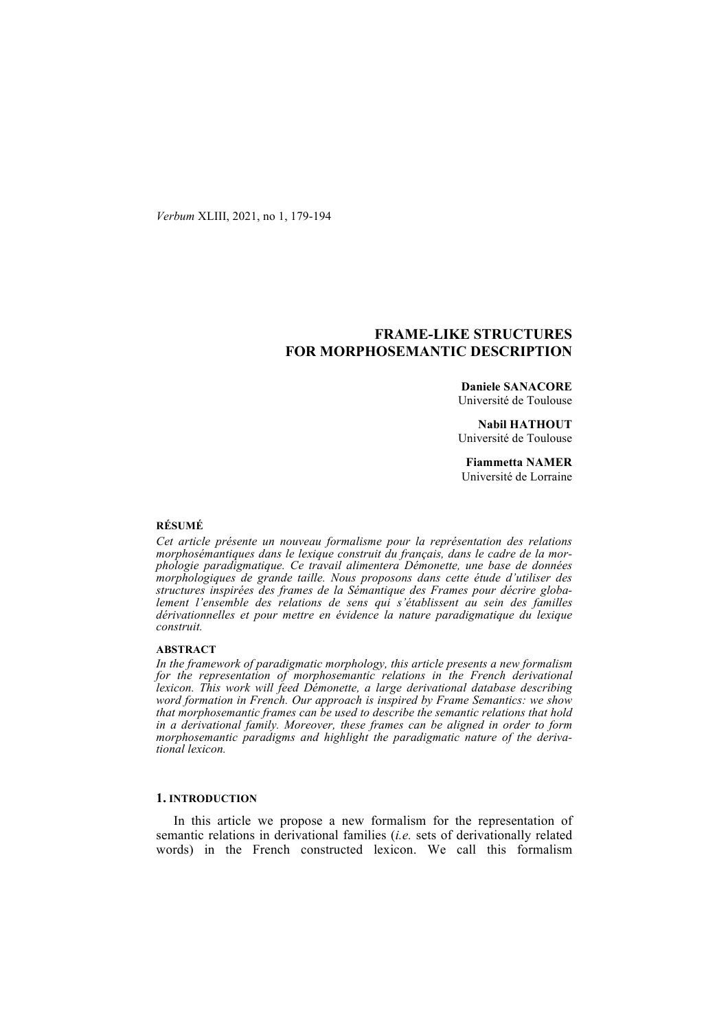# FRAME-LIKE STRUCTURES FOR MORPHOSEMANTIC DESCRIPTION

**Daniele SANACORE**
Université de Toulouse

**Nabil HATHOUT**
Université de Toulouse

**Fiammetta NAMER**
Université de Lorraine

#### RÉSUMÉ

*Cet article présente un nouveau formalisme pour la représentation des relations morphosémantiques dans le lexique construit du français, dans le cadre de la morphologie paradigmatique. Ce travail alimentera Démonette, une base de données morphologiques de grande taille. Nous proposons dans cette étude d'utiliser des structures inspirées des frames de la Sémantique des Frames pour décrire globalement l'ensemble des relations de sens qui s'établissent au sein des familles dérivationnelles et pour mettre en évidence la nature paradigmatique du lexique construit.*

#### ABSTRACT

*In the framework of paradigmatic morphology, this article presents a new formalism for the representation of morphosemantic relations in the French derivational lexicon. This work will feed Démonette, a large derivational database describing word formation in French. Our approach is inspired by Frame Semantics: we show that morphosemantic frames can be used to describe the semantic relations that hold in a derivational family. Moreover, these frames can be aligned in order to form morphosemantic paradigms and highlight the paradigmatic nature of the derivational lexicon.*

## 1. INTRODUCTION

In this article we propose a new formalism for the representation of semantic relations in derivational families (*i.e.* sets of derivationally related words) in the French constructed lexicon. We call this formalism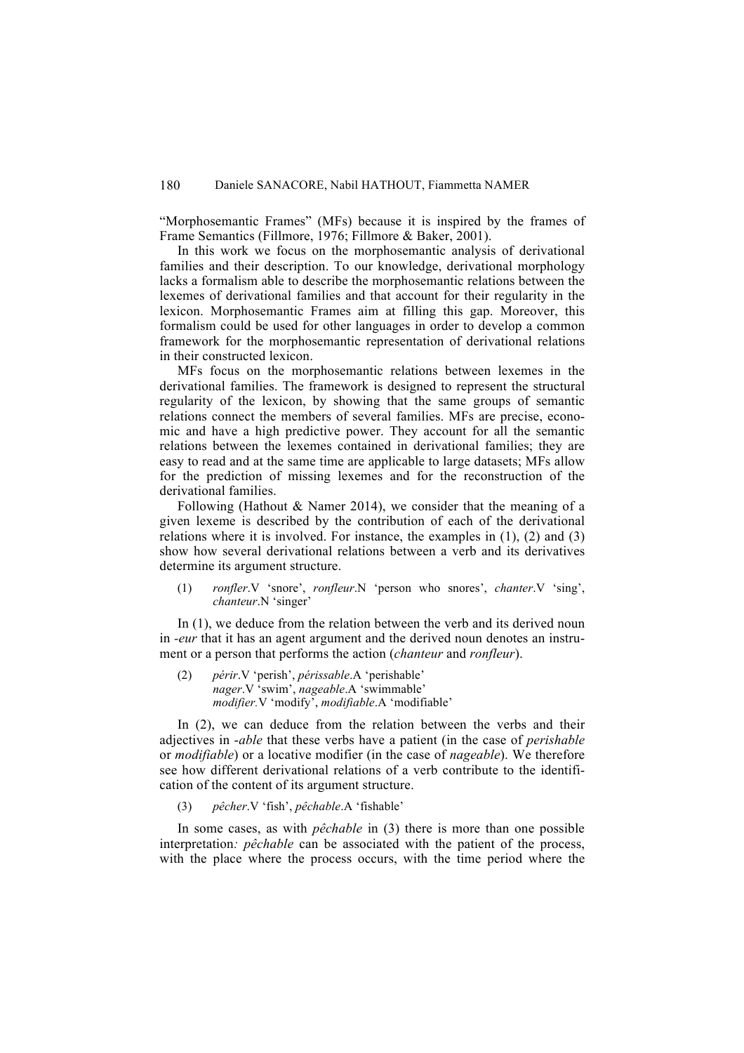"Morphosemantic Frames" (MFs) because it is inspired by the frames of Frame Semantics (Fillmore, 1976; Fillmore & Baker, 2001).

In this work we focus on the morphosemantic analysis of derivational families and their description. To our knowledge, derivational morphology lacks a formalism able to describe the morphosemantic relations between the lexemes of derivational families and that account for their regularity in the lexicon. Morphosemantic Frames aim at filling this gap. Moreover, this formalism could be used for other languages in order to develop a common framework for the morphosemantic representation of derivational relations in their constructed lexicon.

MFs focus on the morphosemantic relations between lexemes in the derivational families. The framework is designed to represent the structural regularity of the lexicon, by showing that the same groups of semantic relations connect the members of several families. MFs are precise, economic and have a high predictive power. They account for all the semantic relations between the lexemes contained in derivational families; they are easy to read and at the same time are applicable to large datasets; MFs allow for the prediction of missing lexemes and for the reconstruction of the derivational families.

Following (Hathout & Namer 2014), we consider that the meaning of a given lexeme is described by the contribution of each of the derivational relations where it is involved. For instance, the examples in (1), (2) and (3) show how several derivational relations between a verb and its derivatives determine its argument structure.

(1) *ronfler*.V 'snore', *ronfleur*.N 'person who snores', *chanter*.V 'sing', *chanteur*.N 'singer'

In (1), we deduce from the relation between the verb and its derived noun in *-eur* that it has an agent argument and the derived noun denotes an instrument or a person that performs the action (*chanteur* and *ronfleur*).

(2) *périr*.V 'perish', *périssable*.A 'perishable'
*nager*.V 'swim', *nageable*.A 'swimmable'
*modifier*.V 'modify', *modifiable*.A 'modifiable'

In (2), we can deduce from the relation between the verbs and their adjectives in *-able* that these verbs have a patient (in the case of *perishable* or *modifiable*) or a locative modifier (in the case of *nageable*). We therefore see how different derivational relations of a verb contribute to the identification of the content of its argument structure.

(3) *pêcher*.V 'fish', *pêchable*.A 'fishable'

In some cases, as with *pêchable* in (3) there is more than one possible interpretation*: pêchable* can be associated with the patient of the process, with the place where the process occurs, with the time period where the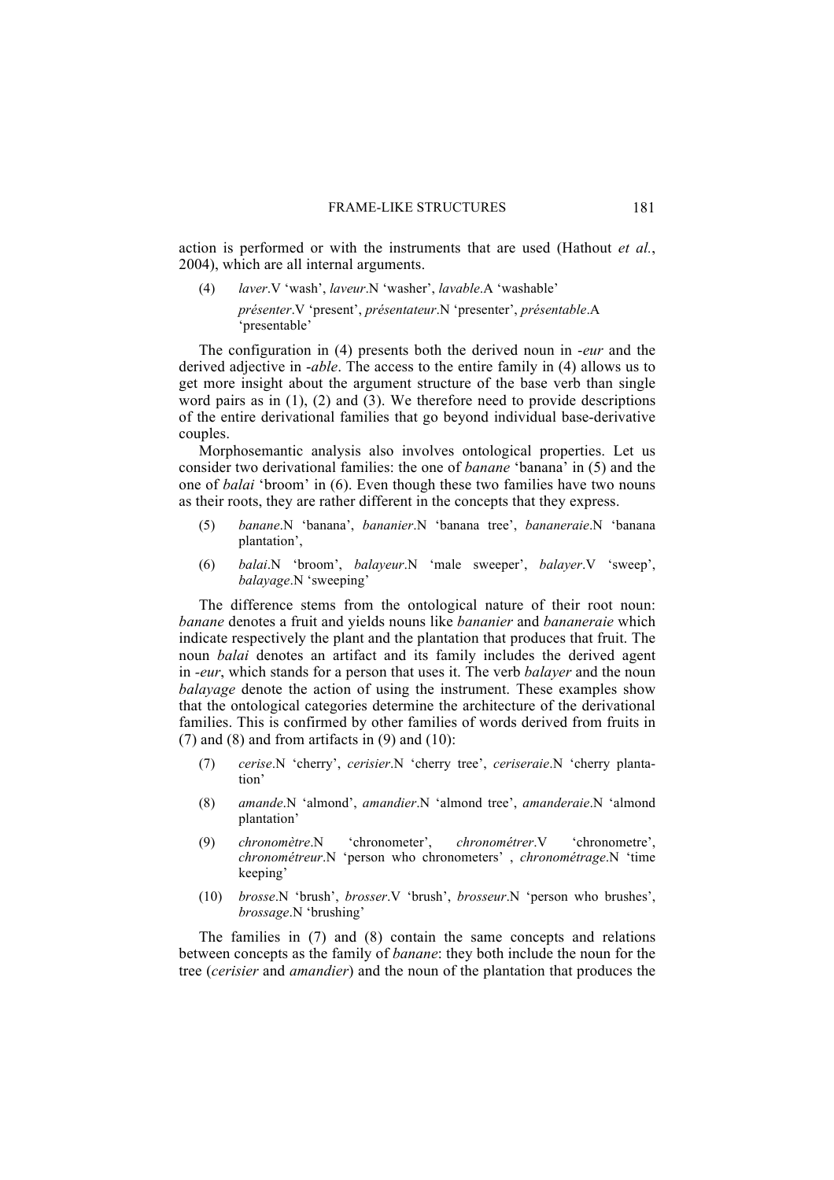action is performed or with the instruments that are used (Hathout *et al.*, 2004), which are all internal arguments.

(4) *laver*.V 'wash', *laveur*.N 'washer', *lavable*.A 'washable'
*présenter*.V 'present', *présentateur*.N 'presenter', *présentable*.A 'presentable'

The configuration in (4) presents both the derived noun in *-eur* and the derived adjective in *-able*. The access to the entire family in (4) allows us to get more insight about the argument structure of the base verb than single word pairs as in (1), (2) and (3). We therefore need to provide descriptions of the entire derivational families that go beyond individual base-derivative couples.

Morphosemantic analysis also involves ontological properties. Let us consider two derivational families: the one of *banane* 'banana' in (5) and the one of *balai* 'broom' in (6). Even though these two families have two nouns as their roots, they are rather different in the concepts that they express.

(5) *banane*.N 'banana', *bananier*.N 'banana tree', *bananeraie*.N 'banana plantation',

(6) *balai*.N 'broom', *balayeur*.N 'male sweeper', *balayer*.V 'sweep', *balayage*.N 'sweeping'

The difference stems from the ontological nature of their root noun: *banane* denotes a fruit and yields nouns like *bananier* and *bananeraie* which indicate respectively the plant and the plantation that produces that fruit. The noun *balai* denotes an artifact and its family includes the derived agent in *-eur*, which stands for a person that uses it. The verb *balayer* and the noun *balayage* denote the action of using the instrument. These examples show that the ontological categories determine the architecture of the derivational families. This is confirmed by other families of words derived from fruits in (7) and (8) and from artifacts in (9) and (10):

(7) *cerise*.N 'cherry', *cerisier*.N 'cherry tree', *ceriseraie*.N 'cherry plantation'

(8) *amande*.N 'almond', *amandier*.N 'almond tree', *amanderaie*.N 'almond plantation'

(9) *chronomètre*.N 'chronometer', *chronométrer*.V 'chronometre', *chronométreur*.N 'person who chronometers' , *chronométrage*.N 'time keeping'

(10) *brosse*.N 'brush', *brosser*.V 'brush', *brosseur*.N 'person who brushes', *brossage*.N 'brushing'

The families in (7) and (8) contain the same concepts and relations between concepts as the family of *banane*: they both include the noun for the tree (*cerisier* and *amandier*) and the noun of the plantation that produces the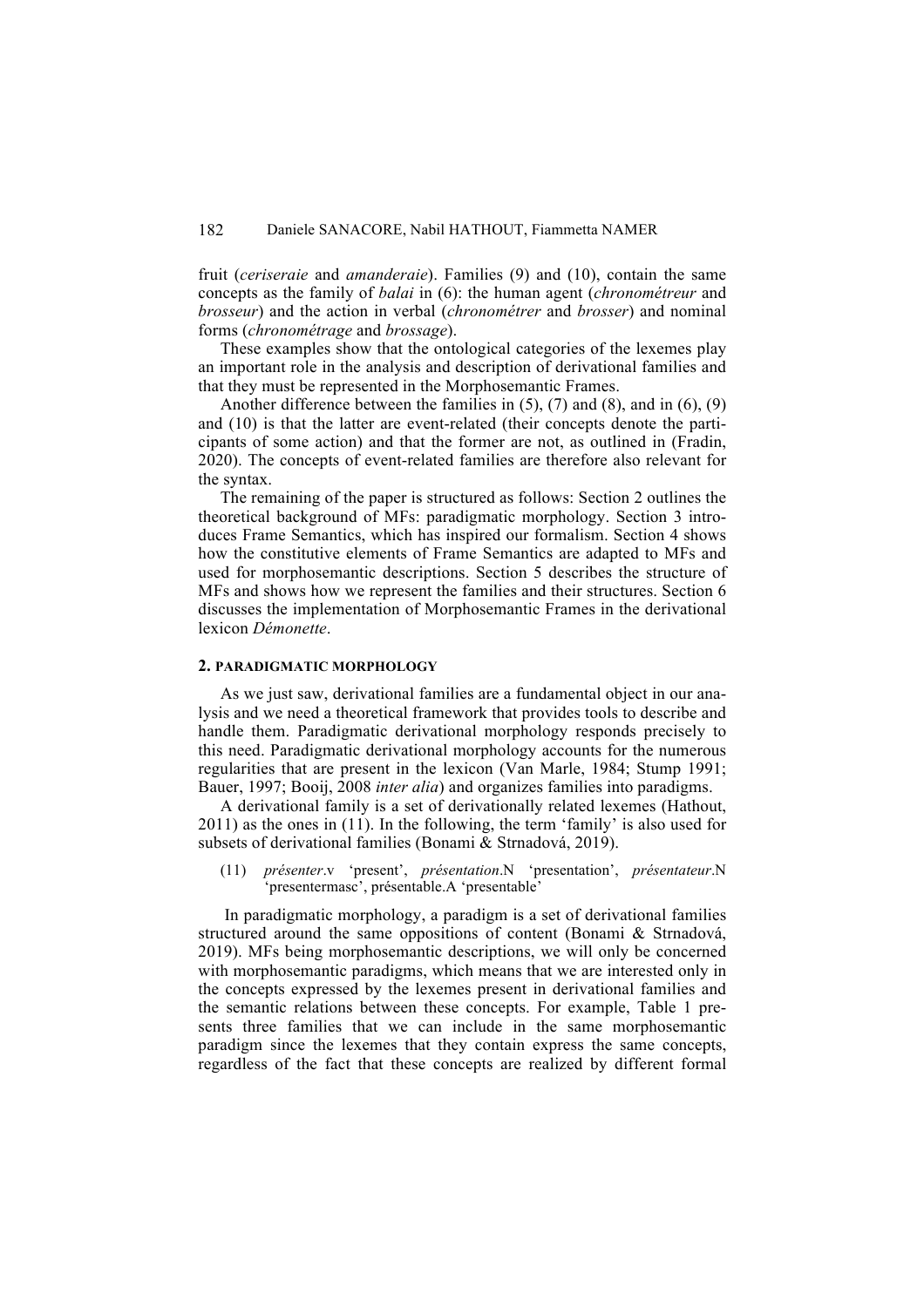fruit (*ceriseraie* and *amanderaie*). Families (9) and (10), contain the same concepts as the family of *balai* in (6): the human agent (*chronométreur* and *brosseur*) and the action in verbal (*chronométrer* and *brosser*) and nominal forms (*chronométrage* and *brossage*).

These examples show that the ontological categories of the lexemes play an important role in the analysis and description of derivational families and that they must be represented in the Morphosemantic Frames.

Another difference between the families in (5), (7) and (8), and in (6), (9) and (10) is that the latter are event-related (their concepts denote the participants of some action) and that the former are not, as outlined in (Fradin, 2020). The concepts of event-related families are therefore also relevant for the syntax.

The remaining of the paper is structured as follows: Section 2 outlines the theoretical background of MFs: paradigmatic morphology. Section 3 introduces Frame Semantics, which has inspired our formalism. Section 4 shows how the constitutive elements of Frame Semantics are adapted to MFs and used for morphosemantic descriptions. Section 5 describes the structure of MFs and shows how we represent the families and their structures. Section 6 discusses the implementation of Morphosemantic Frames in the derivational lexicon *Démonette*.

## 2. PARADIGMATIC MORPHOLOGY

As we just saw, derivational families are a fundamental object in our analysis and we need a theoretical framework that provides tools to describe and handle them. Paradigmatic derivational morphology responds precisely to this need. Paradigmatic derivational morphology accounts for the numerous regularities that are present in the lexicon (Van Marle, 1984; Stump 1991; Bauer, 1997; Booij, 2008 *inter alia*) and organizes families into paradigms.

A derivational family is a set of derivationally related lexemes (Hathout, 2011) as the ones in (11). In the following, the term 'family' is also used for subsets of derivational families (Bonami & Strnadová, 2019).

(11) *présenter*.V 'present', *présentation*.N 'presentation', *présentateur*.N 'presentermasc', présentable.A 'presentable'

In paradigmatic morphology, a paradigm is a set of derivational families structured around the same oppositions of content (Bonami & Strnadová, 2019). MFs being morphosemantic descriptions, we will only be concerned with morphosemantic paradigms, which means that we are interested only in the concepts expressed by the lexemes present in derivational families and the semantic relations between these concepts. For example, Table 1 presents three families that we can include in the same morphosemantic paradigm since the lexemes that they contain express the same concepts, regardless of the fact that these concepts are realized by different formal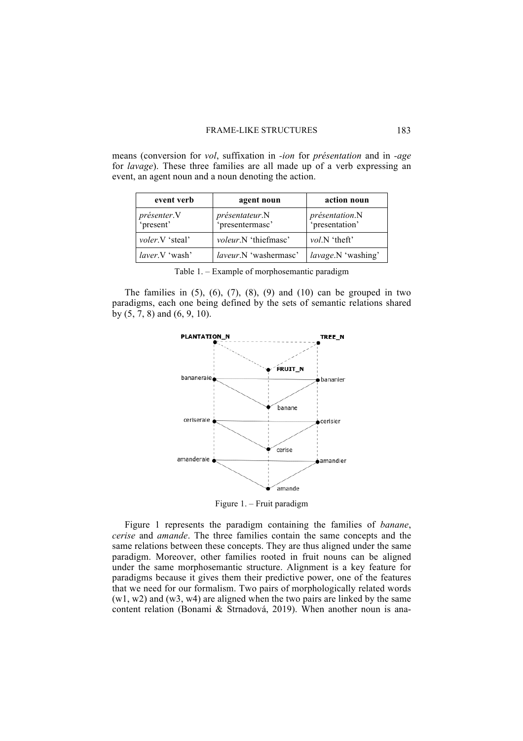means (conversion for *vol*, suffixation in *-ion* for *présentation* and in *-age* for *lavage*). These three families are all made up of a verb expressing an event, an agent noun and a noun denoting the action.

| event verb | agent noun | action noun |
|---|---|---|
| *présenter*.V 'present' | *présentateur*.N 'presentermasc' | *présentation*.N 'presentation' |
| *voler*.V 'steal' | *voleur*.N 'thiefmasc' | *vol*.N 'theft' |
| *laver*.V 'wash' | *laveur*.N 'washermasc' | *lavage*.N 'washing' |

Table 1. – Example of morphosemantic paradigm

The families in (5), (6), (7), (8), (9) and (10) can be grouped in two paradigms, each one being defined by the sets of semantic relations shared by (5, 7, 8) and (6, 9, 10).

Figure 1. – Fruit paradigm

Figure 1 represents the paradigm containing the families of *banane*, *cerise* and *amande*. The three families contain the same concepts and the same relations between these concepts. They are thus aligned under the same paradigm. Moreover, other families rooted in fruit nouns can be aligned under the same morphosemantic structure. Alignment is a key feature for paradigms because it gives them their predictive power, one of the features that we need for our formalism. Two pairs of morphologically related words (w1, w2) and (w3, w4) are aligned when the two pairs are linked by the same content relation (Bonami & Strnadová, 2019). When another noun is ana-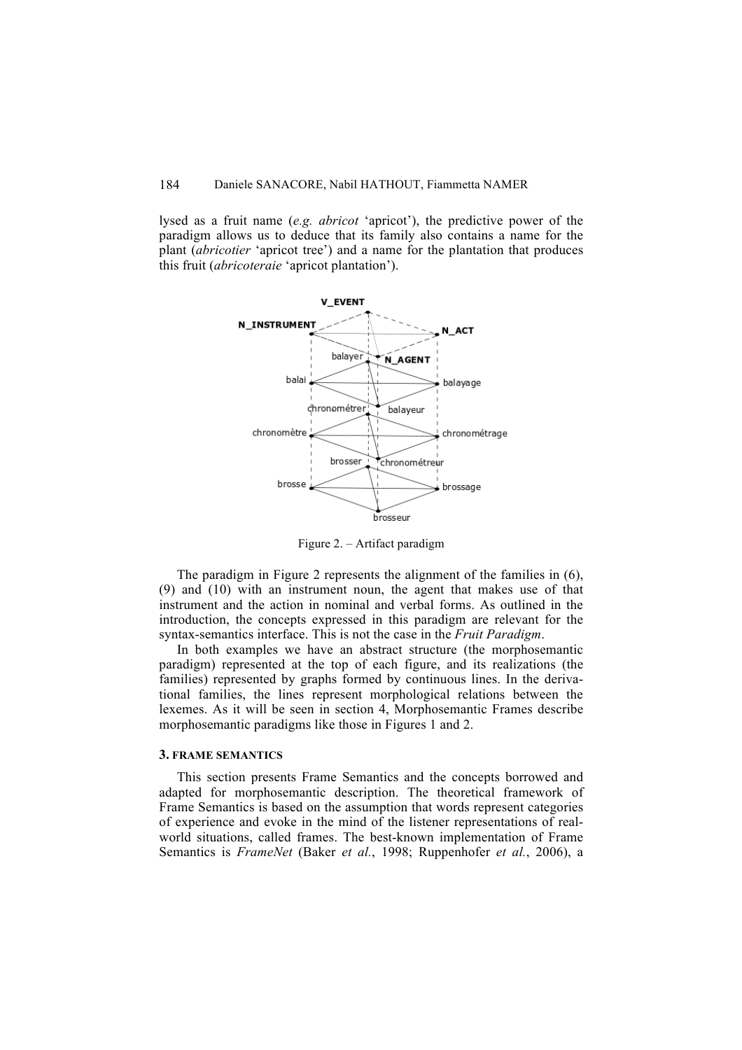lysed as a fruit name (*e.g. abricot* 'apricot'), the predictive power of the paradigm allows us to deduce that its family also contains a name for the plant (*abricotier* 'apricot tree') and a name for the plantation that produces this fruit (*abricoteraie* 'apricot plantation').

Figure 2. – Artifact paradigm

The paradigm in Figure 2 represents the alignment of the families in (6), (9) and (10) with an instrument noun, the agent that makes use of that instrument and the action in nominal and verbal forms. As outlined in the introduction, the concepts expressed in this paradigm are relevant for the syntax-semantics interface. This is not the case in the *Fruit Paradigm*.

In both examples we have an abstract structure (the morphosemantic paradigm) represented at the top of each figure, and its realizations (the families) represented by graphs formed by continuous lines. In the derivational families, the lines represent morphological relations between the lexemes. As it will be seen in section 4, Morphosemantic Frames describe morphosemantic paradigms like those in Figures 1 and 2.

### 3. FRAME SEMANTICS

This section presents Frame Semantics and the concepts borrowed and adapted for morphosemantic description. The theoretical framework of Frame Semantics is based on the assumption that words represent categories of experience and evoke in the mind of the listener representations of real-world situations, called frames. The best-known implementation of Frame Semantics is *FrameNet* (Baker *et al.*, 1998; Ruppenhofer *et al.*, 2006), a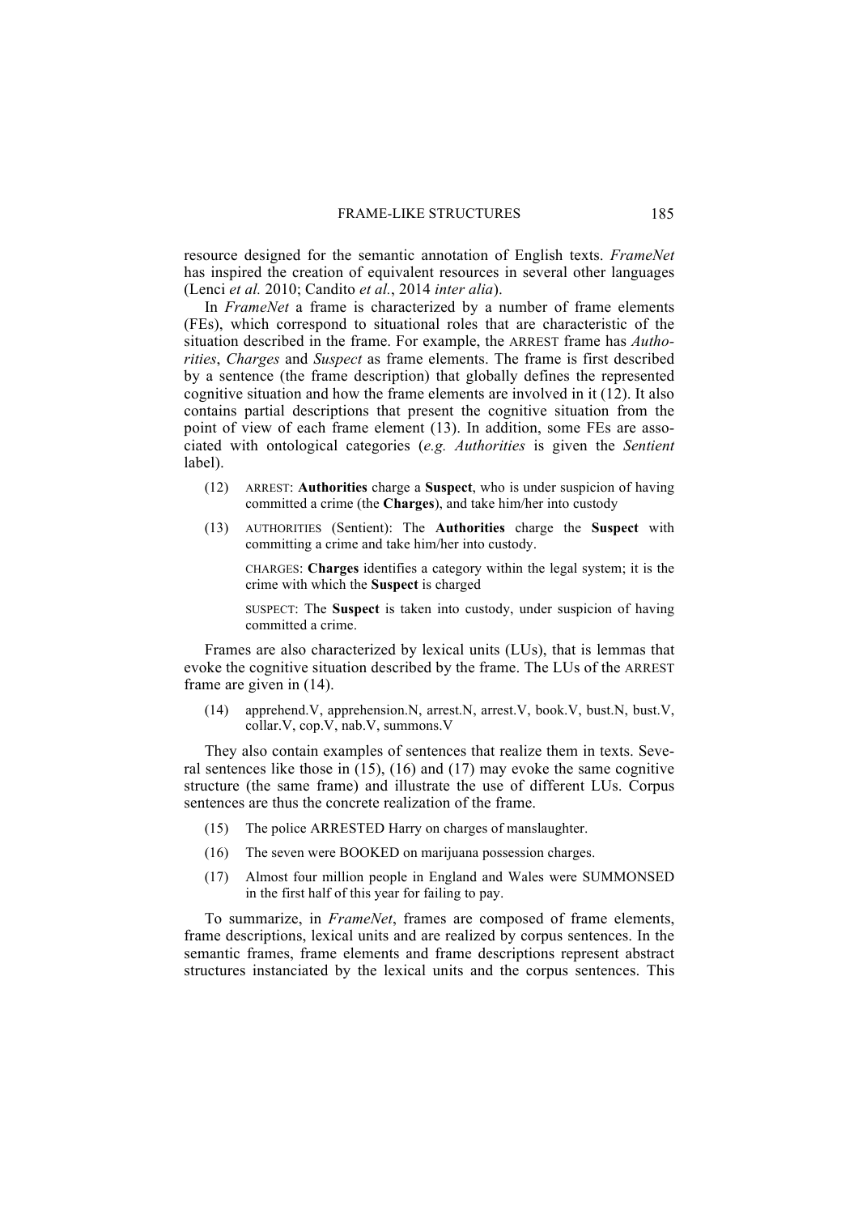resource designed for the semantic annotation of English texts. *FrameNet* has inspired the creation of equivalent resources in several other languages (Lenci *et al.* 2010; Candito *et al.*, 2014 *inter alia*).

In *FrameNet* a frame is characterized by a number of frame elements (FEs), which correspond to situational roles that are characteristic of the situation described in the frame. For example, the ARREST frame has *Authorities*, *Charges* and *Suspect* as frame elements. The frame is first described by a sentence (the frame description) that globally defines the represented cognitive situation and how the frame elements are involved in it (12). It also contains partial descriptions that present the cognitive situation from the point of view of each frame element (13). In addition, some FEs are associated with ontological categories (*e.g. Authorities* is given the *Sentient* label).

(12) ARREST: **Authorities** charge a **Suspect**, who is under suspicion of having committed a crime (the **Charges**), and take him/her into custody

(13) AUTHORITIES (Sentient): The **Authorities** charge the **Suspect** with committing a crime and take him/her into custody.

CHARGES: **Charges** identifies a category within the legal system; it is the crime with which the **Suspect** is charged

SUSPECT: The **Suspect** is taken into custody, under suspicion of having committed a crime.

Frames are also characterized by lexical units (LUs), that is lemmas that evoke the cognitive situation described by the frame. The LUs of the ARREST frame are given in (14).

(14) apprehend.V, apprehension.N, arrest.N, arrest.V, book.V, bust.N, bust.V, collar.V, cop.V, nab.V, summons.V

They also contain examples of sentences that realize them in texts. Several sentences like those in (15), (16) and (17) may evoke the same cognitive structure (the same frame) and illustrate the use of different LUs. Corpus sentences are thus the concrete realization of the frame.

(15) The police ARRESTED Harry on charges of manslaughter.

(16) The seven were BOOKED on marijuana possession charges.

(17) Almost four million people in England and Wales were SUMMONSED in the first half of this year for failing to pay.

To summarize, in *FrameNet*, frames are composed of frame elements, frame descriptions, lexical units and are realized by corpus sentences. In the semantic frames, frame elements and frame descriptions represent abstract structures instanciated by the lexical units and the corpus sentences. This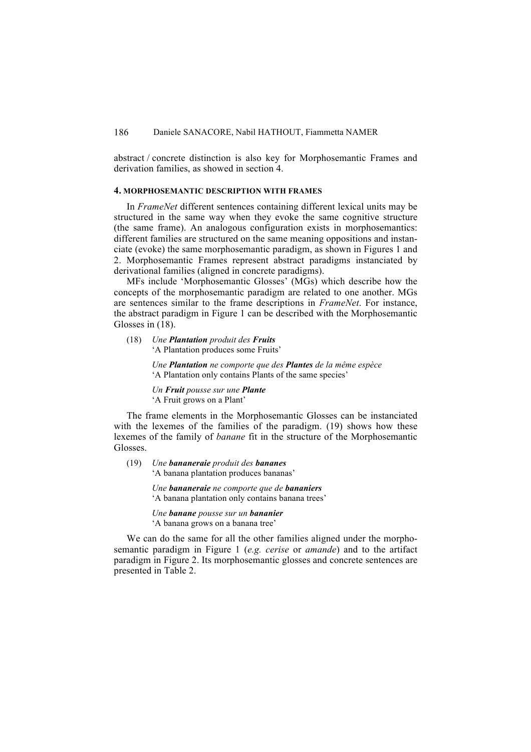abstract / concrete distinction is also key for Morphosemantic Frames and derivation families, as showed in section 4.

## 4. MORPHOSEMANTIC DESCRIPTION WITH FRAMES

In *FrameNet* different sentences containing different lexical units may be structured in the same way when they evoke the same cognitive structure (the same frame). An analogous configuration exists in morphosemantics: different families are structured on the same meaning oppositions and instanciate (evoke) the same morphosemantic paradigm, as shown in Figures 1 and 2. Morphosemantic Frames represent abstract paradigms instanciated by derivational families (aligned in concrete paradigms).

MFs include 'Morphosemantic Glosses' (MGs) which describe how the concepts of the morphosemantic paradigm are related to one another. MGs are sentences similar to the frame descriptions in *FrameNet*. For instance, the abstract paradigm in Figure 1 can be described with the Morphosemantic Glosses in (18).

(18) *Une **Plantation** produit des **Fruits***
'A Plantation produces some Fruits'

*Une **Plantation** ne comporte que des **Plantes** de la même espèce*
'A Plantation only contains Plants of the same species'

*Un **Fruit** pousse sur une **Plante***
'A Fruit grows on a Plant'

The frame elements in the Morphosemantic Glosses can be instanciated with the lexemes of the families of the paradigm. (19) shows how these lexemes of the family of *banane* fit in the structure of the Morphosemantic Glosses.

(19) *Une **bananeraie** produit des **bananes***
'A banana plantation produces bananas'

*Une **bananeraie** ne comporte que de **bananiers***
'A banana plantation only contains banana trees'

*Une **banane** pousse sur un **bananier***
'A banana grows on a banana tree'

We can do the same for all the other families aligned under the morphosemantic paradigm in Figure 1 (*e.g. cerise* or *amande*) and to the artifact paradigm in Figure 2. Its morphosemantic glosses and concrete sentences are presented in Table 2.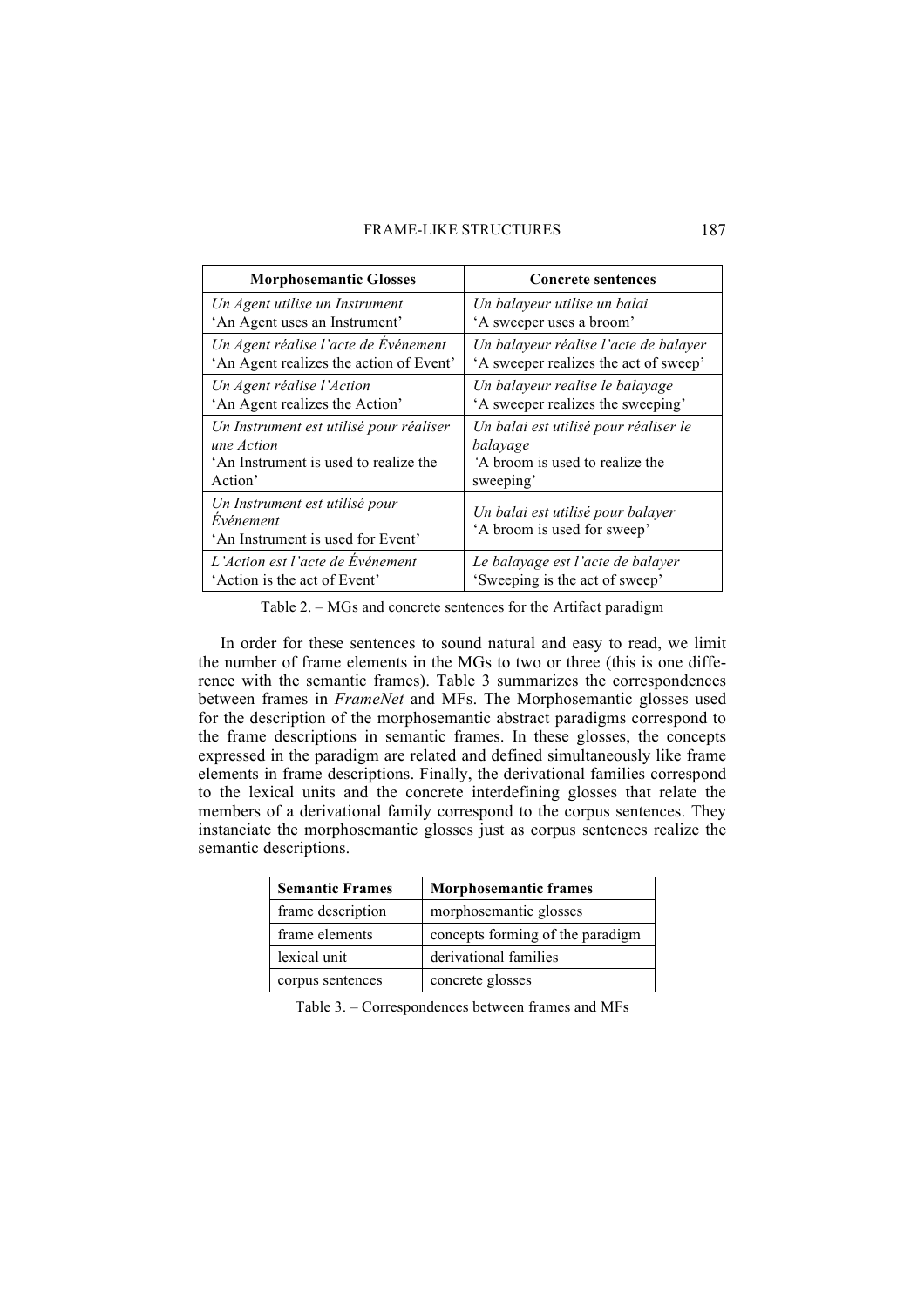| Morphosemantic Glosses | Concrete sentences |
|---|---|
| *Un Agent utilise un Instrument* 'An Agent uses an Instrument' | *Un balayeur utilise un balai* 'A sweeper uses a broom' |
| *Un Agent réalise l'acte de Événement* 'An Agent realizes the action of Event' | *Un balayeur réalise l'acte de balayer* 'A sweeper realizes the act of sweep' |
| *Un Agent réalise l'Action* 'An Agent realizes the Action' | *Un balayeur realise le balayage* 'A sweeper realizes the sweeping' |
| *Un Instrument est utilisé pour réaliser une Action* 'An Instrument is used to realize the Action' | *Un balai est utilisé pour réaliser le balayage* 'A broom is used to realize the sweeping' |
| *Un Instrument est utilisé pour Événement* 'An Instrument is used for Event' | *Un balai est utilisé pour balayer* 'A broom is used for sweep' |
| *L'Action est l'acte de Événement* 'Action is the act of Event' | *Le balayage est l'acte de balayer* 'Sweeping is the act of sweep' |

Table 2. – MGs and concrete sentences for the Artifact paradigm

In order for these sentences to sound natural and easy to read, we limit the number of frame elements in the MGs to two or three (this is one difference with the semantic frames). Table 3 summarizes the correspondences between frames in *FrameNet* and MFs. The Morphosemantic glosses used for the description of the morphosemantic abstract paradigms correspond to the frame descriptions in semantic frames. In these glosses, the concepts expressed in the paradigm are related and defined simultaneously like frame elements in frame descriptions. Finally, the derivational families correspond to the lexical units and the concrete interdefining glosses that relate the members of a derivational family correspond to the corpus sentences. They instanciate the morphosemantic glosses just as corpus sentences realize the semantic descriptions.

| Semantic Frames | Morphosemantic frames |
|---|---|
| frame description | morphosemantic glosses |
| frame elements | concepts forming of the paradigm |
| lexical unit | derivational families |
| corpus sentences | concrete glosses |

Table 3. – Correspondences between frames and MFs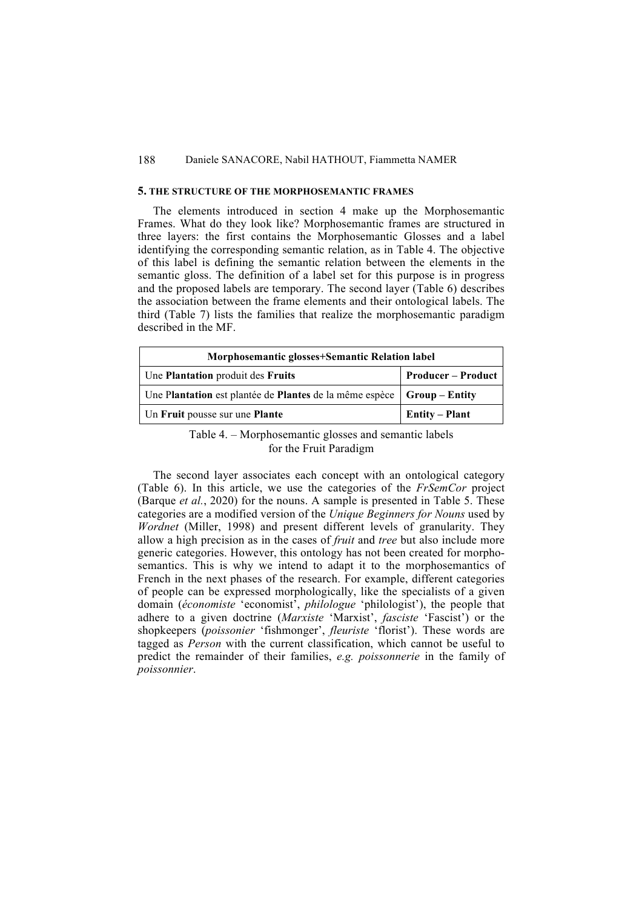## 5. THE STRUCTURE OF THE MORPHOSEMANTIC FRAMES

The elements introduced in section 4 make up the Morphosemantic Frames. What do they look like? Morphosemantic frames are structured in three layers: the first contains the Morphosemantic Glosses and a label identifying the corresponding semantic relation, as in Table 4. The objective of this label is defining the semantic relation between the elements in the semantic gloss. The definition of a label set for this purpose is in progress and the proposed labels are temporary. The second layer (Table 6) describes the association between the frame elements and their ontological labels. The third (Table 7) lists the families that realize the morphosemantic paradigm described in the MF.

| **Morphosemantic glosses+Semantic Relation label** | |
|---|---|
| Une **Plantation** produit des **Fruits** | **Producer – Product** |
| Une P**lantation** est plantée de **Plantes** de la même espèce | **Group – Entity** |
| Un **Fruit** pousse sur une **Plante** | **Entity – Plant** |

Table 4. – Morphosemantic glosses and semantic labels for the Fruit Paradigm

The second layer associates each concept with an ontological category (Table 6). In this article, we use the categories of the *FrSemCor* project (Barque *et al.*, 2020) for the nouns. A sample is presented in Table 5. These categories are a modified version of the *Unique Beginners for Nouns* used by *Wordnet* (Miller, 1998) and present different levels of granularity. They allow a high precision as in the cases of *fruit* and *tree* but also include more generic categories. However, this ontology has not been created for morpho-semantics. This is why we intend to adapt it to the morphosemantics of French in the next phases of the research. For example, different categories of people can be expressed morphologically, like the specialists of a given domain (*économiste* 'economist', *philologue* 'philologist'), the people that adhere to a given doctrine (*Marxiste* 'Marxist', *fasciste* 'Fascist') or the shopkeepers (*poissonier* 'fishmonger', *fleuriste* 'florist'). These words are tagged as *Person* with the current classification, which cannot be useful to predict the remainder of their families, *e.g. poissonnerie* in the family of *poissonnier*.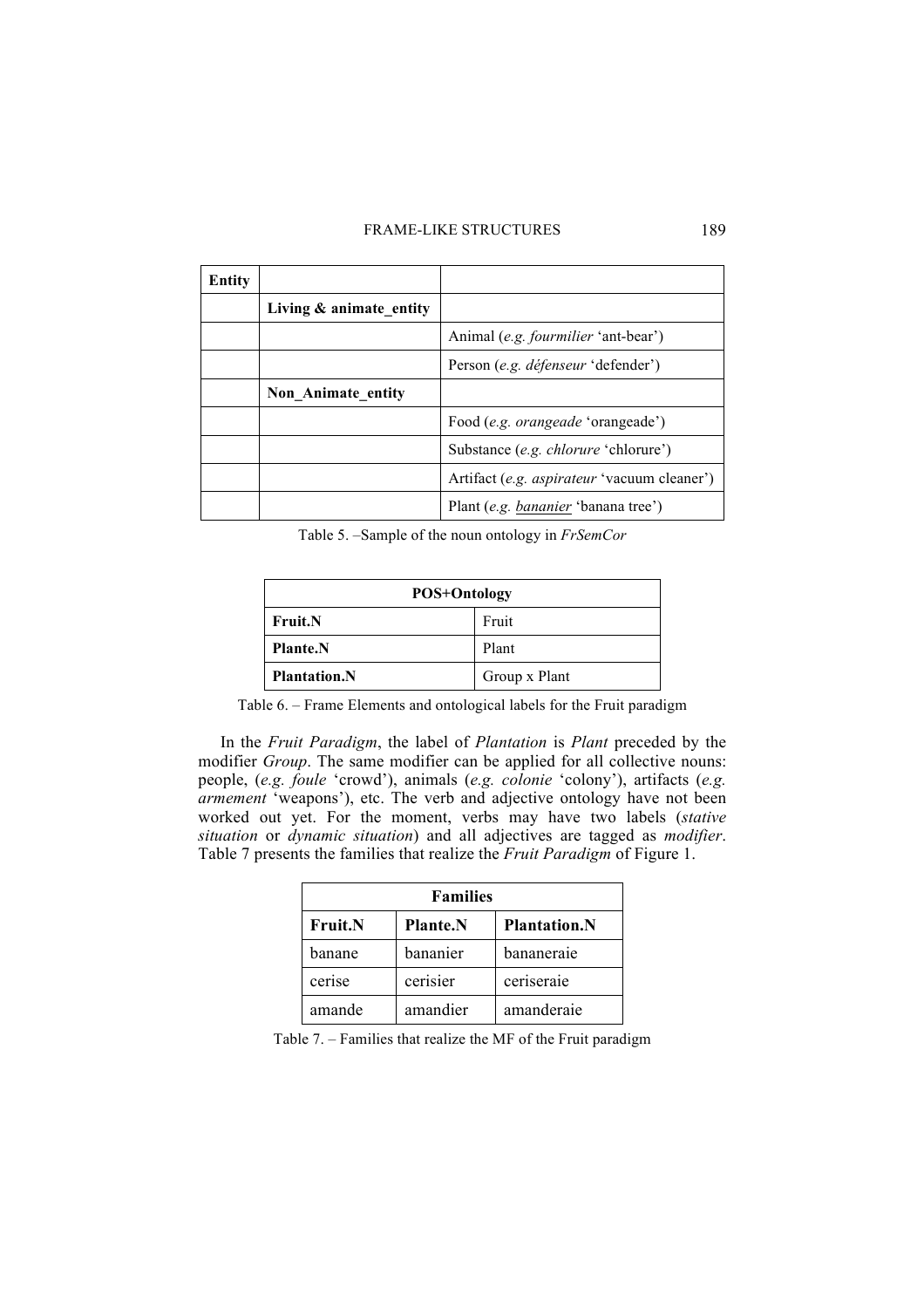| **Entity** | | |
|---|---|---|
| | **Living & animate_entity** | |
| | | Animal (*e.g. fourmilier* 'ant-bear') |
| | | Person (*e.g. défenseur* 'defender') |
| | **Non_Animate_entity** | |
| | | Food (*e.g. orangeade* 'orangeade') |
| | | Substance (*e.g. chlorure* 'chlorure') |
| | | Artifact (*e.g. aspirateur* 'vacuum cleaner') |
| | | Plant (*e.g. <u>bananier</u>* 'banana tree') |

Table 5. –Sample of the noun ontology in *FrSemCor*

| **POS+Ontology** | |
|---|---|
| **Fruit.N** | Fruit |
| **Plante.N** | Plant |
| **Plantation.N** | Group x Plant |

Table 6. – Frame Elements and ontological labels for the Fruit paradigm

In the *Fruit Paradigm*, the label of *Plantation* is *Plant* preceded by the modifier *Group*. The same modifier can be applied for all collective nouns: people, (*e.g. foule* 'crowd'), animals (*e.g. colonie* 'colony'), artifacts (*e.g. armement* 'weapons'), etc. The verb and adjective ontology have not been worked out yet. For the moment, verbs may have two labels (*stative situation* or *dynamic situation*) and all adjectives are tagged as *modifier*. Table 7 presents the families that realize the *Fruit Paradigm* of Figure 1.

| **Families** | | |
|---|---|---|
| **Fruit.N** | **Plante.N** | **Plantation.N** |
| banane | bananier | bananeraie |
| cerise | cerisier | ceriseraie |
| amande | amandier | amanderaie |

Table 7. – Families that realize the MF of the Fruit paradigm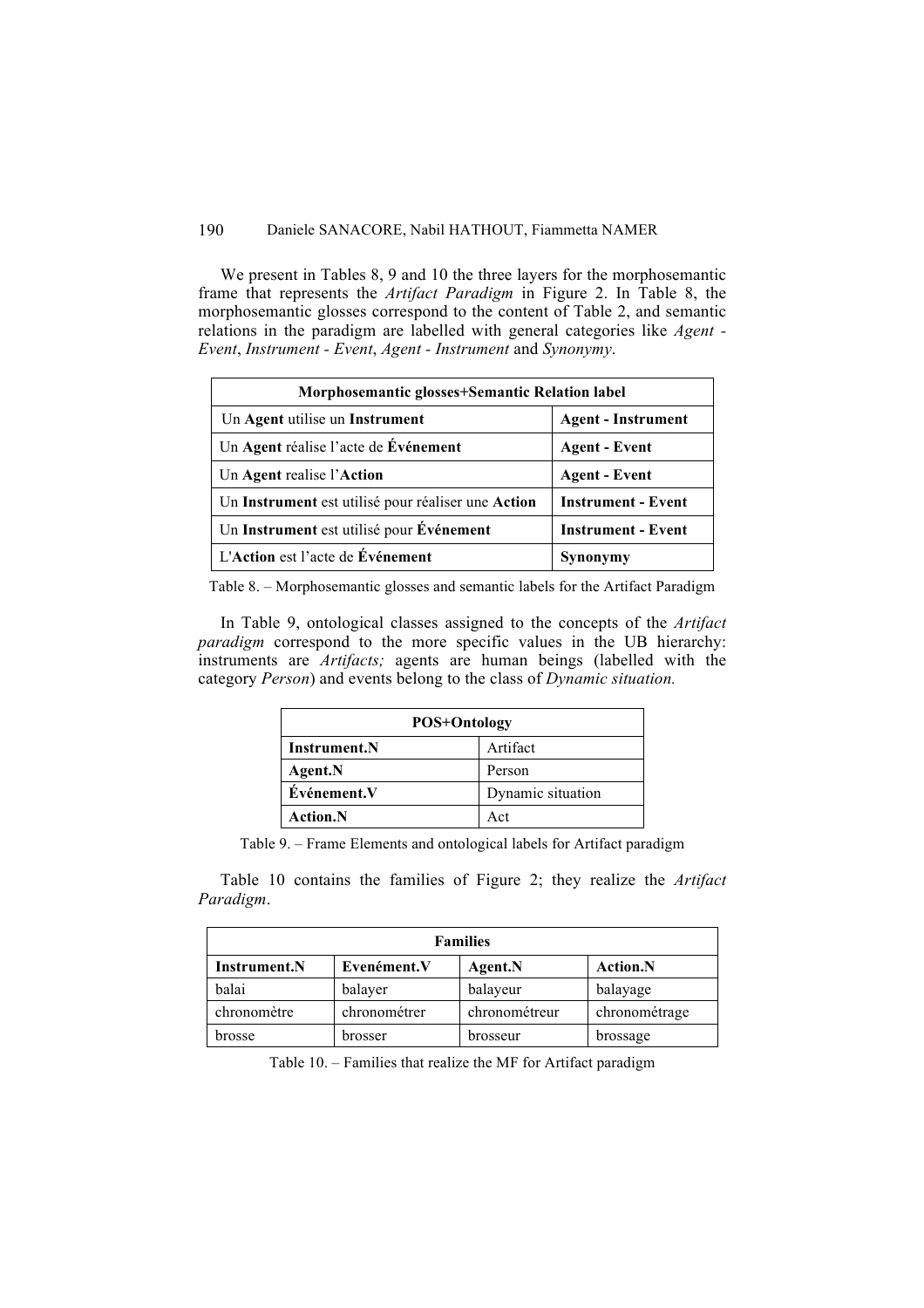We present in Tables 8, 9 and 10 the three layers for the morphosemantic frame that represents the *Artifact Paradigm* in Figure 2. In Table 8, the morphosemantic glosses correspond to the content of Table 2, and semantic relations in the paradigm are labelled with general categories like *Agent - Event*, *Instrument - Event*, *Agent - Instrument* and *Synonymy*.

| **Morphosemantic glosses+Semantic Relation label** | |
|---|---|
| Un **Agent** utilise un **Instrument** | **Agent - Instrument** |
| Un **Agent** réalise l'acte de **Événement** | **Agent - Event** |
| Un **Agent** realise l'**Action** | **Agent - Event** |
| Un **Instrument** est utilisé pour réaliser une **Action** | **Instrument - Event** |
| Un **Instrument** est utilisé pour **Événement** | **Instrument - Event** |
| L'**Action** est l'acte de **Événement** | **Synonymy** |

Table 8. – Morphosemantic glosses and semantic labels for the Artifact Paradigm

In Table 9, ontological classes assigned to the concepts of the *Artifact paradigm* correspond to the more specific values in the UB hierarchy: instruments are *Artifacts;* agents are human beings (labelled with the category *Person*) and events belong to the class of *Dynamic situation.*

| **POS+Ontology** | |
|---|---|
| **Instrument.N** | Artifact |
| **Agent.N** | Person |
| **Événement.V** | Dynamic situation |
| **Action.N** | Act |

Table 9. – Frame Elements and ontological labels for Artifact paradigm

Table 10 contains the families of Figure 2; they realize the *Artifact Paradigm*.

| **Families** | | | |
|---|---|---|---|
| **Instrument.N** | **Evenément.V** | **Agent.N** | **Action.N** |
| balai | balayer | balayeur | balayage |
| chronomètre | chronométrer | chronométreur | chronométrage |
| brosse | brosser | brosseur | brossage |

Table 10. – Families that realize the MF for Artifact paradigm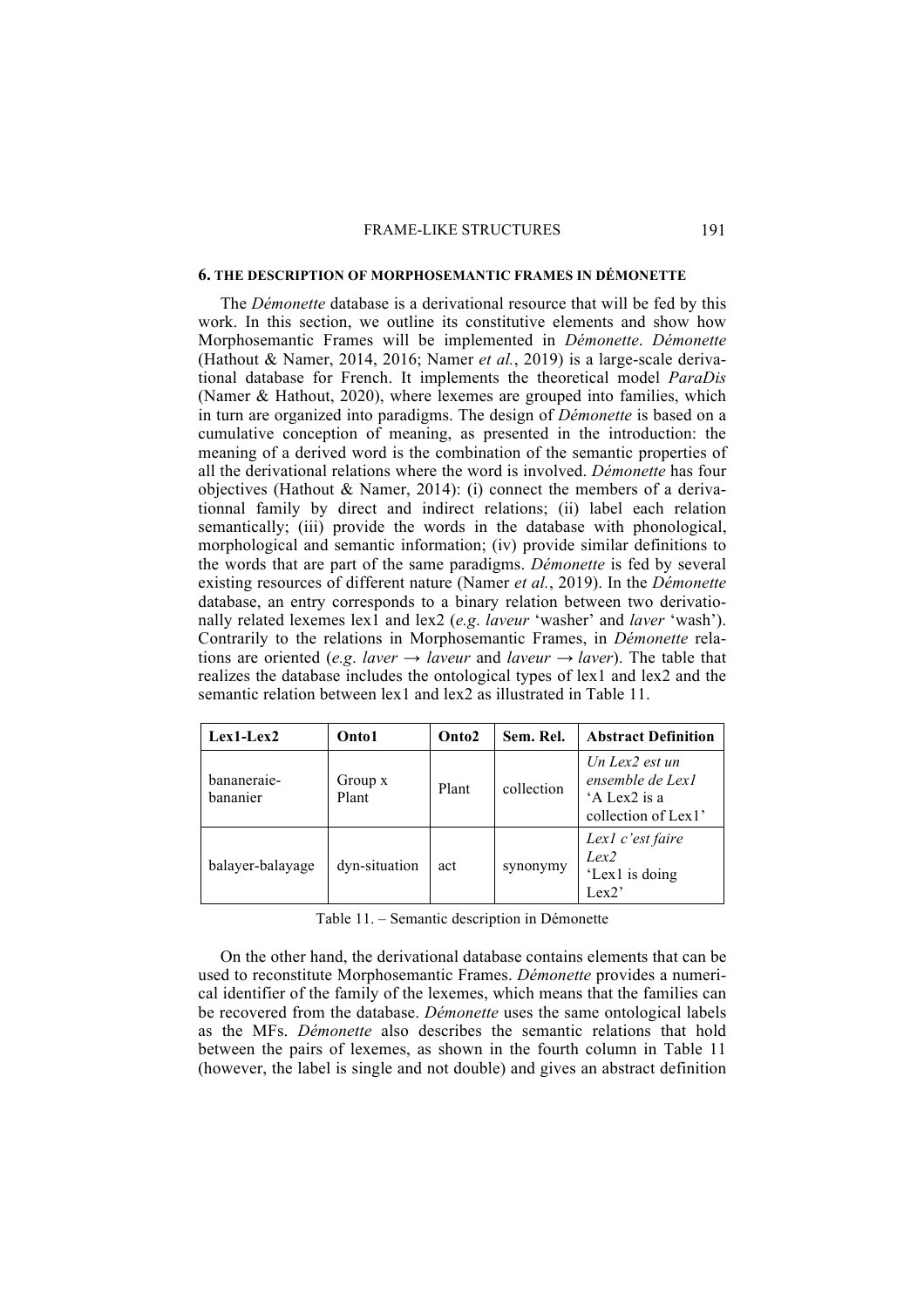## 6. THE DESCRIPTION OF MORPHOSEMANTIC FRAMES IN DÉMONETTE

The *Démonette* database is a derivational resource that will be fed by this work. In this section, we outline its constitutive elements and show how Morphosemantic Frames will be implemented in *Démonette*. *Démonette* (Hathout & Namer, 2014, 2016; Namer *et al.*, 2019) is a large-scale derivational database for French. It implements the theoretical model *ParaDis* (Namer & Hathout, 2020), where lexemes are grouped into families, which in turn are organized into paradigms. The design of *Démonette* is based on a cumulative conception of meaning, as presented in the introduction: the meaning of a derived word is the combination of the semantic properties of all the derivational relations where the word is involved. *Démonette* has four objectives (Hathout & Namer, 2014): (i) connect the members of a derivationnal family by direct and indirect relations; (ii) label each relation semantically; (iii) provide the words in the database with phonological, morphological and semantic information; (iv) provide similar definitions to the words that are part of the same paradigms. *Démonette* is fed by several existing resources of different nature (Namer *et al.*, 2019). In the *Démonette* database, an entry corresponds to a binary relation between two derivationally related lexemes lex1 and lex2 (*e.g*. *laveur* 'washer' and *laver* 'wash'). Contrarily to the relations in Morphosemantic Frames, in *Démonette* relations are oriented (*e.g*. *laver* → *laveur* and *laveur* → *laver*). The table that realizes the database includes the ontological types of lex1 and lex2 and the semantic relation between lex1 and lex2 as illustrated in Table 11.

| Lex1-Lex2 | Onto1 | Onto2 | Sem. Rel. | Abstract Definition |
|---|---|---|---|---|
| bananeraie-bananier | Group x Plant | Plant | collection | *Un Lex2 est un ensemble de Lex1* 'A Lex2 is a collection of Lex1' |
| balayer-balayage | dyn-situation | act | synonymy | *Lex1 c'est faire Lex2* 'Lex1 is doing Lex2' |

Table 11. – Semantic description in Démonette

On the other hand, the derivational database contains elements that can be used to reconstitute Morphosemantic Frames. *Démonette* provides a numerical identifier of the family of the lexemes, which means that the families can be recovered from the database. *Démonette* uses the same ontological labels as the MFs. *Démonette* also describes the semantic relations that hold between the pairs of lexemes, as shown in the fourth column in Table 11 (however, the label is single and not double) and gives an abstract definition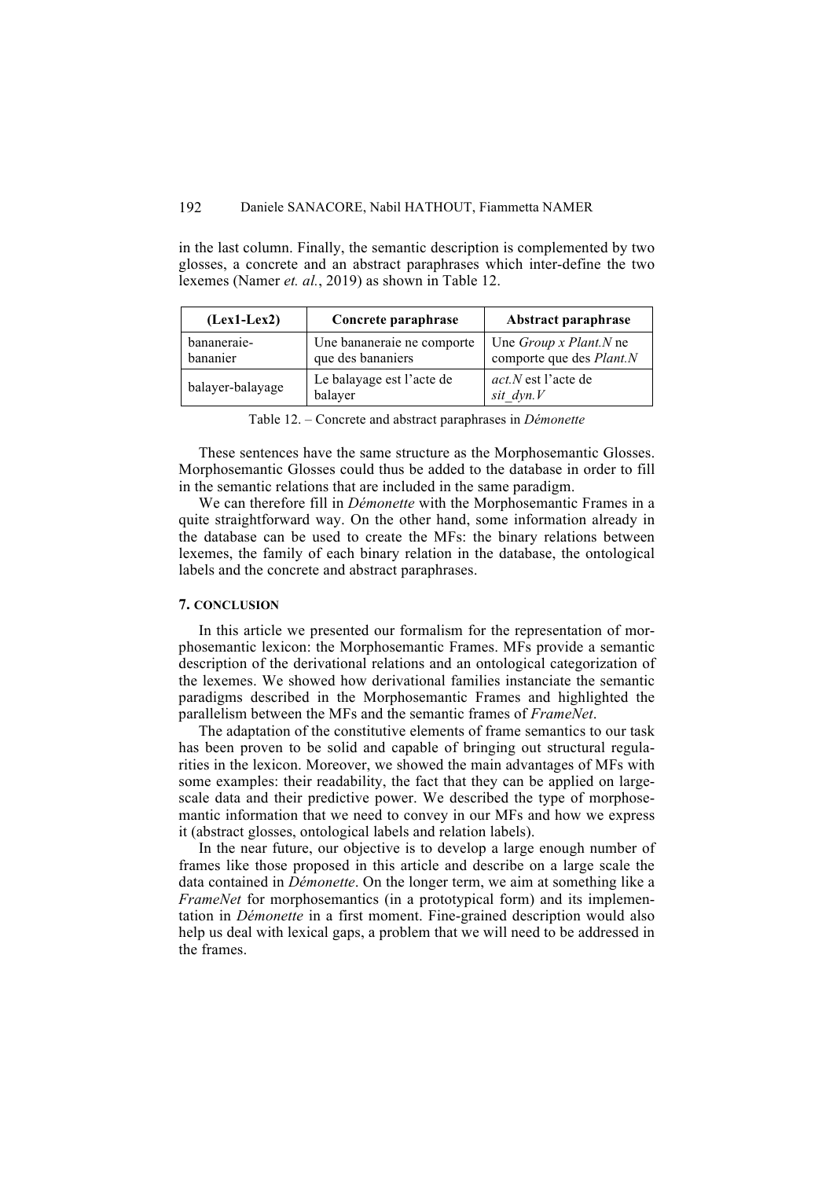in the last column. Finally, the semantic description is complemented by two glosses, a concrete and an abstract paraphrases which inter-define the two lexemes (Namer *et. al.*, 2019) as shown in Table 12.

| (Lex1-Lex2) | Concrete paraphrase | Abstract paraphrase |
|---|---|---|
| bananeraie-bananier | Une bananeraie ne comporte que des bananiers | Une *Group x Plant.N* ne comporte que des *Plant.N* |
| balayer-balayage | Le balayage est l'acte de balayer | *act.N* est l'acte de *sit_dyn.V* |

Table 12. – Concrete and abstract paraphrases in *Démonette*

These sentences have the same structure as the Morphosemantic Glosses. Morphosemantic Glosses could thus be added to the database in order to fill in the semantic relations that are included in the same paradigm.

We can therefore fill in *Démonette* with the Morphosemantic Frames in a quite straightforward way. On the other hand, some information already in the database can be used to create the MFs: the binary relations between lexemes, the family of each binary relation in the database, the ontological labels and the concrete and abstract paraphrases.

## 7. CONCLUSION

In this article we presented our formalism for the representation of morphosemantic lexicon: the Morphosemantic Frames. MFs provide a semantic description of the derivational relations and an ontological categorization of the lexemes. We showed how derivational families instanciate the semantic paradigms described in the Morphosemantic Frames and highlighted the parallelism between the MFs and the semantic frames of *FrameNet*.

The adaptation of the constitutive elements of frame semantics to our task has been proven to be solid and capable of bringing out structural regularities in the lexicon. Moreover, we showed the main advantages of MFs with some examples: their readability, the fact that they can be applied on large-scale data and their predictive power. We described the type of morphosemantic information that we need to convey in our MFs and how we express it (abstract glosses, ontological labels and relation labels).

In the near future, our objective is to develop a large enough number of frames like those proposed in this article and describe on a large scale the data contained in *Démonette*. On the longer term, we aim at something like a *FrameNet* for morphosemantics (in a prototypical form) and its implementation in *Démonette* in a first moment. Fine-grained description would also help us deal with lexical gaps, a problem that we will need to be addressed in the frames.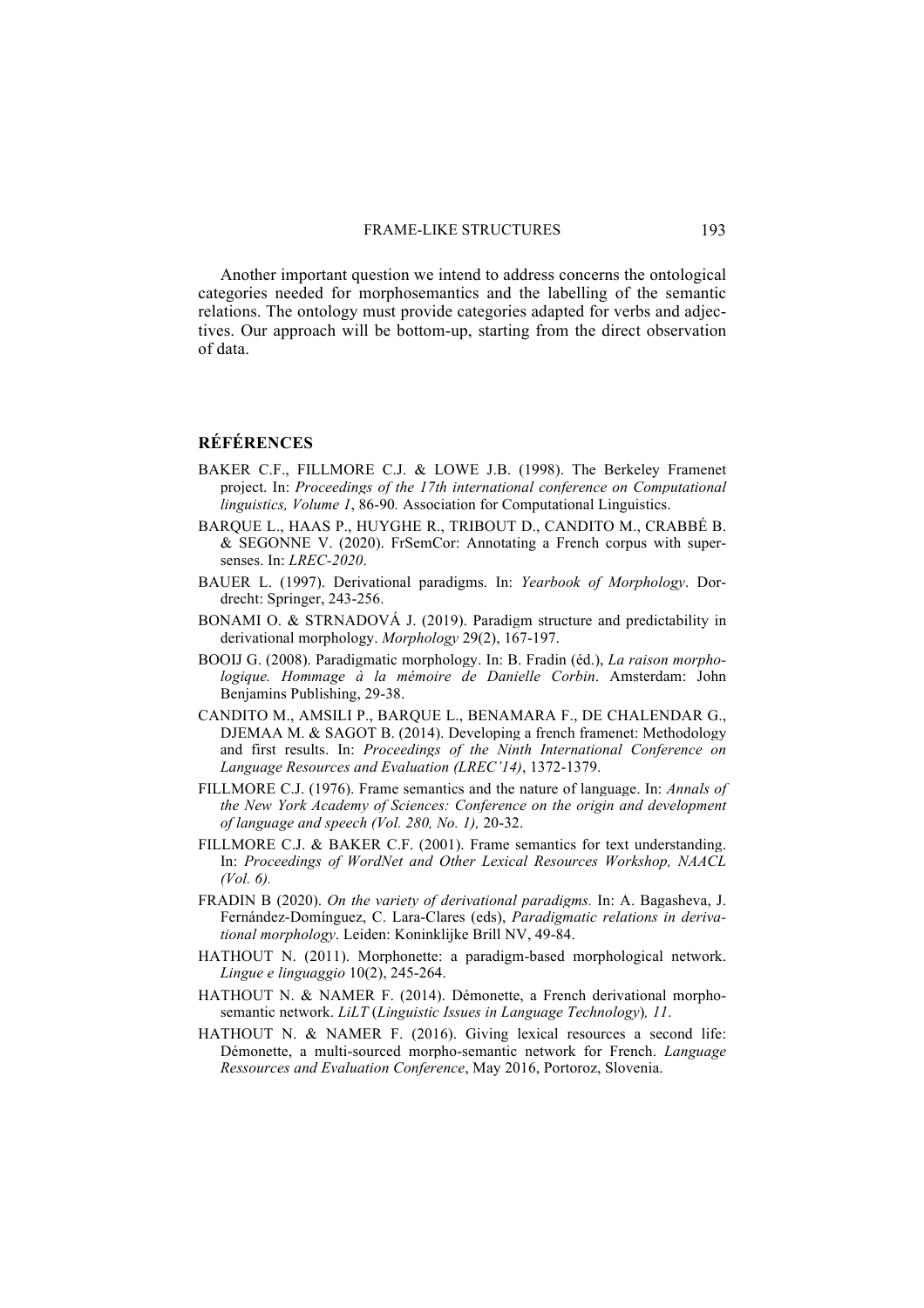Another important question we intend to address concerns the ontological categories needed for morphosemantics and the labelling of the semantic relations. The ontology must provide categories adapted for verbs and adjectives. Our approach will be bottom-up, starting from the direct observation of data.

## RÉFÉRENCES

BAKER C.F., FILLMORE C.J. & LOWE J.B. (1998). The Berkeley Framenet project. In: *Proceedings of the 17th international conference on Computational linguistics, Volume 1*, 86-90*.* Association for Computational Linguistics.

BARQUE L., HAAS P., HUYGHE R., TRIBOUT D., CANDITO M., CRABBÉ B. & SEGONNE V. (2020). FrSemCor: Annotating a French corpus with supersenses. In: *LREC-2020*.

BAUER L. (1997). Derivational paradigms. In: *Yearbook of Morphology*. Dordrecht: Springer, 243-256.

BONAMI O. & STRNADOVÁ J. (2019). Paradigm structure and predictability in derivational morphology. *Morphology* 29(2), 167-197.

BOOIJ G. (2008). Paradigmatic morphology. In: B. Fradin (éd.), *La raison morphologique. Hommage à la mémoire de Danielle Corbin*. Amsterdam: John Benjamins Publishing, 29-38.

CANDITO M., AMSILI P., BARQUE L., BENAMARA F., DE CHALENDAR G., DJEMAA M. & SAGOT B. (2014). Developing a french framenet: Methodology and first results. In: *Proceedings of the Ninth International Conference on Language Resources and Evaluation (LREC'14)*, 1372-1379.

FILLMORE C.J. (1976). Frame semantics and the nature of language. In: *Annals of the New York Academy of Sciences: Conference on the origin and development of language and speech (Vol. 280, No. 1),* 20-32.

FILLMORE C.J. & BAKER C.F. (2001). Frame semantics for text understanding. In: *Proceedings of WordNet and Other Lexical Resources Workshop, NAACL (Vol. 6).*

FRADIN B (2020). *On the variety of derivational paradigms.* In: A. Bagasheva, J. Fernández-Domínguez, C. Lara-Clares (eds), *Paradigmatic relations in derivational morphology*. Leiden: Koninklijke Brill NV, 49-84.

HATHOUT N. (2011). Morphonette: a paradigm-based morphological network. *Lingue e linguaggio* 10(2), 245-264.

HATHOUT N. & NAMER F. (2014). Démonette, a French derivational morphosemantic network. *LiLT* (*Linguistic Issues in Language Technology*)*, 11*.

HATHOUT N. & NAMER F. (2016). Giving lexical resources a second life: Démonette, a multi-sourced morpho-semantic network for French. *Language Ressources and Evaluation Conference*, May 2016, Portoroz, Slovenia.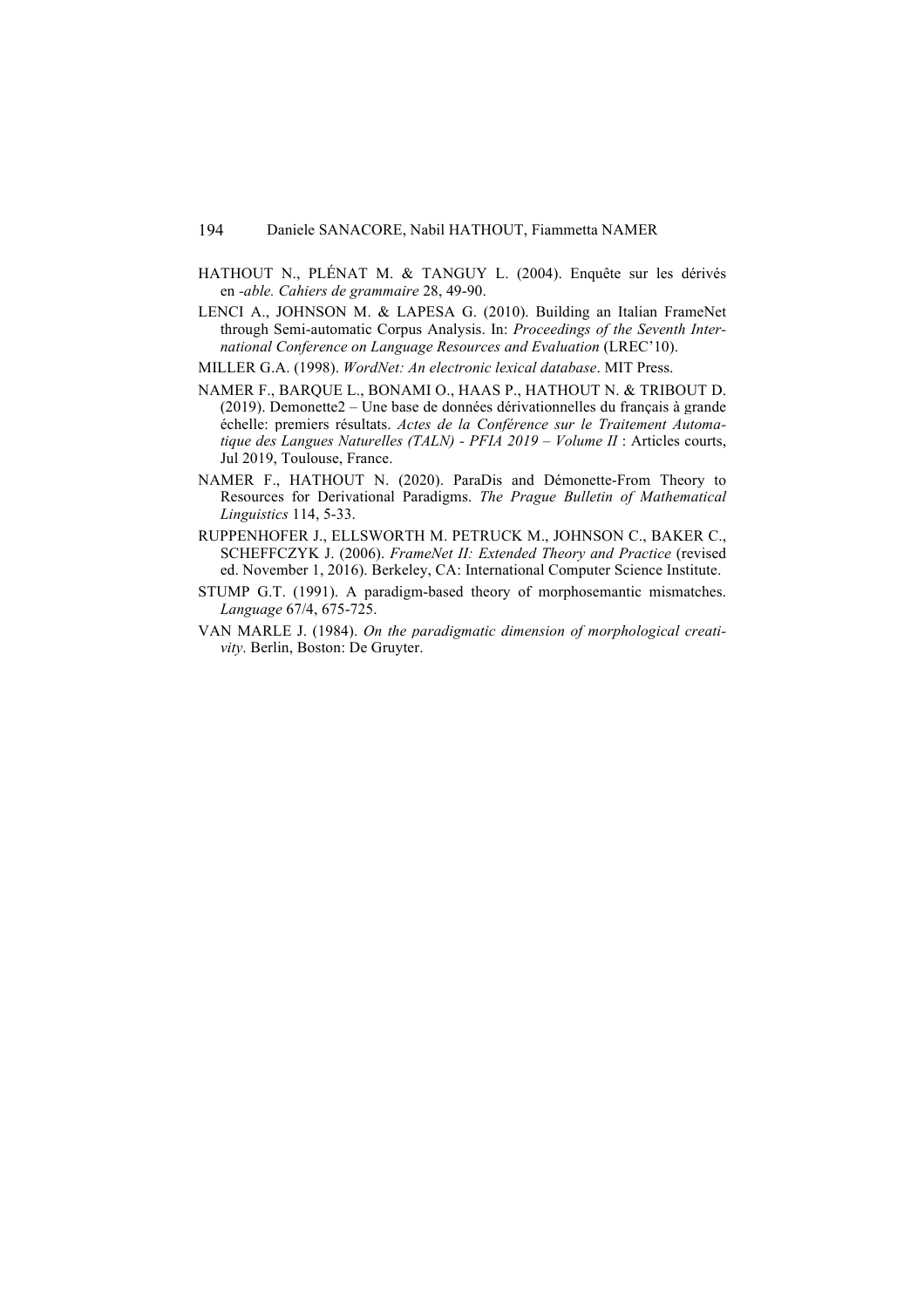HATHOUT N., PLÉNAT M. & TANGUY L. (2004). Enquête sur les dérivés en *-able*. *Cahiers de grammaire* 28, 49-90.

LENCI A., JOHNSON M. & LAPESA G. (2010). Building an Italian FrameNet through Semi-automatic Corpus Analysis. In: *Proceedings of the Seventh International Conference on Language Resources and Evaluation* (LREC'10).

MILLER G.A. (1998). *WordNet: An electronic lexical database*. MIT Press.

NAMER F., BARQUE L., BONAMI O., HAAS P., HATHOUT N. & TRIBOUT D. (2019). Demonette2 – Une base de données dérivationnelles du français à grande échelle: premiers résultats. *Actes de la Conférence sur le Traitement Automatique des Langues Naturelles (TALN) - PFIA 2019 – Volume II* : Articles courts, Jul 2019, Toulouse, France.

NAMER F., HATHOUT N. (2020). ParaDis and Démonette-From Theory to Resources for Derivational Paradigms. *The Prague Bulletin of Mathematical Linguistics* 114, 5-33.

RUPPENHOFER J., ELLSWORTH M. PETRUCK M., JOHNSON C., BAKER C., SCHEFFCZYK J. (2006). *FrameNet II: Extended Theory and Practice* (revised ed. November 1, 2016). Berkeley, CA: International Computer Science Institute.

STUMP G.T. (1991). A paradigm-based theory of morphosemantic mismatches. *Language* 67/4, 675-725.

VAN MARLE J. (1984). *On the paradigmatic dimension of morphological creativity*. Berlin, Boston: De Gruyter.